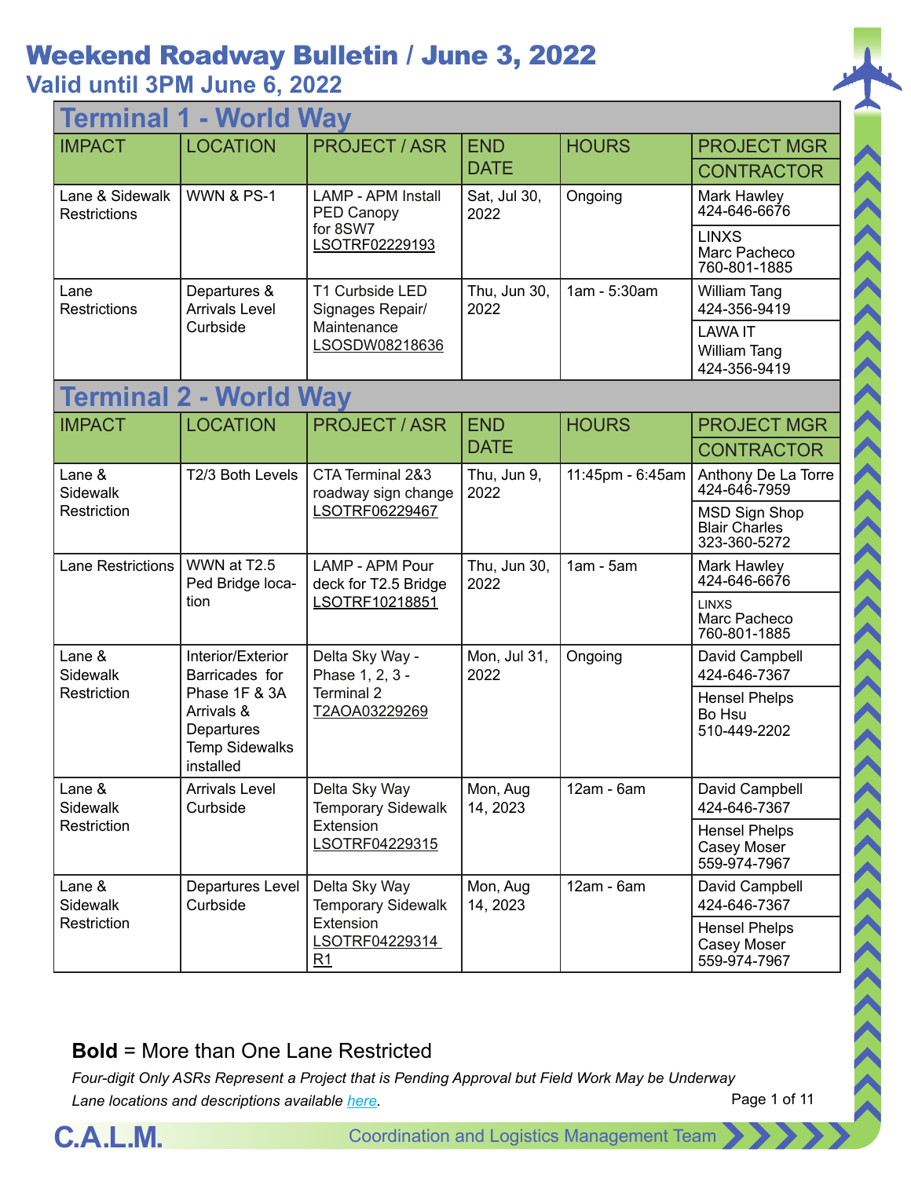# Weekend Roadway Bulletin / June 3, 2022

## Valid until 3PM June 6, 2022

### Terminal 1 - World Way

| IMPACT | LOCATION | PROJECT / ASR | END DATE | HOURS | PROJECT MGR / CONTRACTOR |
|---|---|---|---|---|---|
| Lane & Sidewalk Restrictions | WWN & PS-1 | LAMP - APM Install PED Canopy for 8SW7 LSOTRF02229193 | Sat, Jul 30, 2022 | Ongoing | Mark Hawley 424-646-6676 / LINXS Marc Pacheco 760-801-1885 |
| Lane Restrictions | Departures & Arrivals Level Curbside | T1 Curbside LED Signages Repair/ Maintenance LSOSDW08218636 | Thu, Jun 30, 2022 | 1am - 5:30am | William Tang 424-356-9419 / LAWA IT William Tang 424-356-9419 |

### Terminal 2 - World Way

| IMPACT | LOCATION | PROJECT / ASR | END DATE | HOURS | PROJECT MGR / CONTRACTOR |
|---|---|---|---|---|---|
| Lane & Sidewalk Restriction | T2/3 Both Levels | CTA Terminal 2&3 roadway sign change LSOTRF06229467 | Thu, Jun 9, 2022 | 11:45pm - 6:45am | Anthony De La Torre 424-646-7959 / MSD Sign Shop Blair Charles 323-360-5272 |
| Lane Restrictions | WWN at T2.5 Ped Bridge location | LAMP - APM Pour deck for T2.5 Bridge LSOTRF10218851 | Thu, Jun 30, 2022 | 1am - 5am | Mark Hawley 424-646-6676 / LINXS Marc Pacheco 760-801-1885 |
| Lane & Sidewalk Restriction | Interior/Exterior Barricades for Phase 1F & 3A Arrivals & Departures Temp Sidewalks installed | Delta Sky Way - Phase 1, 2, 3 - Terminal 2 T2AOA03229269 | Mon, Jul 31, 2022 | Ongoing | David Campbell 424-646-7367 / Hensel Phelps Bo Hsu 510-449-2202 |
| Lane & Sidewalk Restriction | Arrivals Level Curbside | Delta Sky Way Temporary Sidewalk Extension LSOTRF04229315 | Mon, Aug 14, 2023 | 12am - 6am | David Campbell 424-646-7367 / Hensel Phelps Casey Moser 559-974-7967 |
| Lane & Sidewalk Restriction | Departures Level Curbside | Delta Sky Way Temporary Sidewalk Extension LSOTRF04229314 R1 | Mon, Aug 14, 2023 | 12am - 6am | David Campbell 424-646-7367 / Hensel Phelps Casey Moser 559-974-7967 |

**Bold** = More than One Lane Restricted

*Four-digit Only ASRs Represent a Project that is Pending Approval but Field Work May be Underway*

*Lane locations and descriptions available [here](here).*

C.A.L.M. Coordination and Logistics Management Team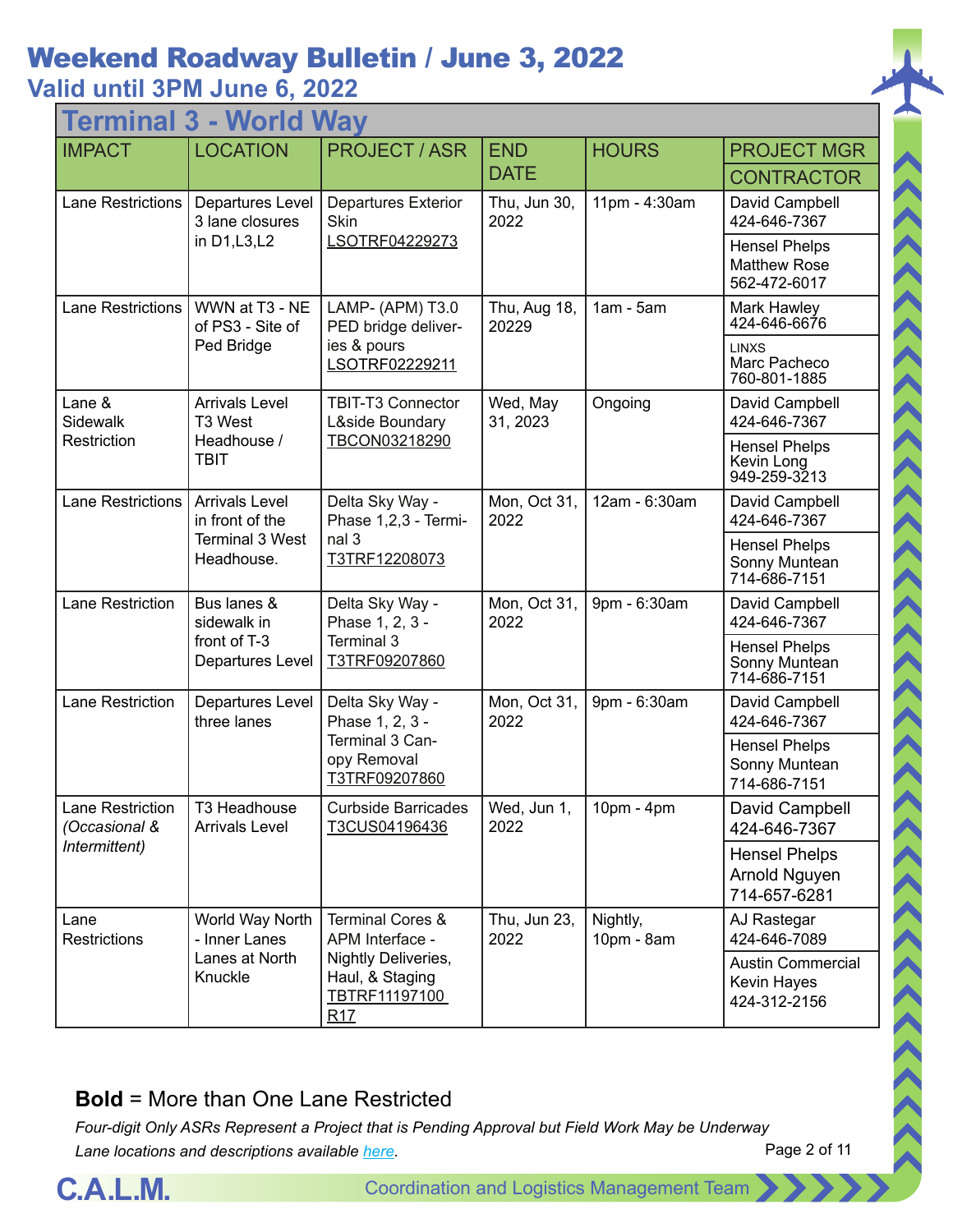# Weekend Roadway Bulletin / June 3, 2022

## Valid until 3PM June 6, 2022

### Terminal 3 - World Way

| IMPACT | LOCATION | PROJECT / ASR | END DATE | HOURS | PROJECT MGR / CONTRACTOR |
|---|---|---|---|---|---|
| Lane Restrictions | Departures Level 3 lane closures in D1,L3,L2 | Departures Exterior Skin LSOTRF04229273 | Thu, Jun 30, 2022 | 11pm - 4:30am | David Campbell 424-646-7367 / Hensel Phelps Matthew Rose 562-472-6017 |
| Lane Restrictions | WWN at T3 - NE of PS3 - Site of Ped Bridge | LAMP- (APM) T3.0 PED bridge deliveries & pours LSOTRF02229211 | Thu, Aug 18, 20229 | 1am - 5am | Mark Hawley 424-646-6676 / LINXS Marc Pacheco 760-801-1885 |
| Lane & Sidewalk Restriction | Arrivals Level T3 West Headhouse / TBIT | TBIT-T3 Connector L&side Boundary TBCON03218290 | Wed, May 31, 2023 | Ongoing | David Campbell 424-646-7367 / Hensel Phelps Kevin Long 949-259-3213 |
| Lane Restrictions | Arrivals Level in front of the Terminal 3 West Headhouse. | Delta Sky Way - Phase 1,2,3 - Terminal 3 T3TRF12208073 | Mon, Oct 31, 2022 | 12am - 6:30am | David Campbell 424-646-7367 / Hensel Phelps Sonny Muntean 714-686-7151 |
| Lane Restriction | Bus lanes & sidewalk in front of T-3 Departures Level | Delta Sky Way - Phase 1, 2, 3 - Terminal 3 T3TRF09207860 | Mon, Oct 31, 2022 | 9pm - 6:30am | David Campbell 424-646-7367 / Hensel Phelps Sonny Muntean 714-686-7151 |
| Lane Restriction | Departures Level three lanes | Delta Sky Way - Phase 1, 2, 3 - Terminal 3 Canopy Removal T3TRF09207860 | Mon, Oct 31, 2022 | 9pm - 6:30am | David Campbell 424-646-7367 / Hensel Phelps Sonny Muntean 714-686-7151 |
| Lane Restriction *(Occasional & Intermittent)* | T3 Headhouse Arrivals Level | Curbside Barricades T3CUS04196436 | Wed, Jun 1, 2022 | 10pm - 4pm | David Campbell 424-646-7367 / Hensel Phelps Arnold Nguyen 714-657-6281 |
| Lane Restrictions | World Way North - Inner Lanes Lanes at North Knuckle | Terminal Cores & APM Interface - Nightly Deliveries, Haul, & Staging TBTRF11197100 R17 | Thu, Jun 23, 2022 | Nightly, 10pm - 8am | AJ Rastegar 424-646-7089 / Austin Commercial Kevin Hayes 424-312-2156 |

**Bold** = More than One Lane Restricted

*Four-digit Only ASRs Represent a Project that is Pending Approval but Field Work May be Underway*

*Lane locations and descriptions available here.*

C.A.L.M. Coordination and Logistics Management Team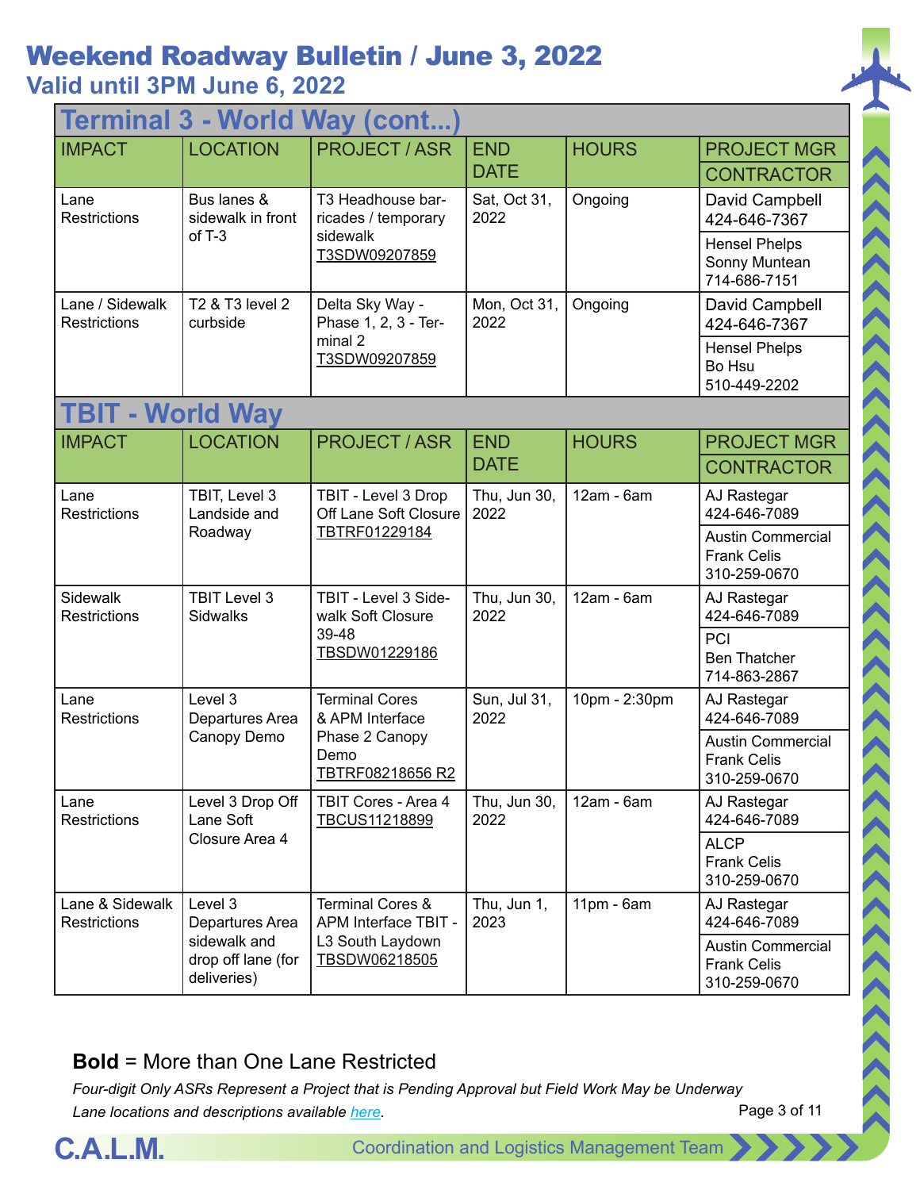# Weekend Roadway Bulletin / June 3, 2022

## Valid until 3PM June 6, 2022

### Terminal 3 - World Way (cont...)

| IMPACT | LOCATION | PROJECT / ASR | END DATE | HOURS | PROJECT MGR / CONTRACTOR |
|---|---|---|---|---|---|
| Lane Restrictions | Bus lanes & sidewalk in front of T-3 | T3 Headhouse barricades / temporary sidewalk T3SDW09207859 | Sat, Oct 31, 2022 | Ongoing | David Campbell 424-646-7367 / Hensel Phelps Sonny Muntean 714-686-7151 |
| Lane / Sidewalk Restrictions | T2 & T3 level 2 curbside | Delta Sky Way - Phase 1, 2, 3 - Terminal 2 T3SDW09207859 | Mon, Oct 31, 2022 | Ongoing | David Campbell 424-646-7367 / Hensel Phelps Bo Hsu 510-449-2202 |

### TBIT - World Way

| IMPACT | LOCATION | PROJECT / ASR | END DATE | HOURS | PROJECT MGR / CONTRACTOR |
|---|---|---|---|---|---|
| Lane Restrictions | TBIT, Level 3 Landside and Roadway | TBIT - Level 3 Drop Off Lane Soft Closure TBTRF01229184 | Thu, Jun 30, 2022 | 12am - 6am | AJ Rastegar 424-646-7089 / Austin Commercial Frank Celis 310-259-0670 |
| Sidewalk Restrictions | TBIT Level 3 Sidwalks | TBIT - Level 3 Sidewalk Soft Closure 39-48 TBSDW01229186 | Thu, Jun 30, 2022 | 12am - 6am | AJ Rastegar 424-646-7089 / PCI Ben Thatcher 714-863-2867 |
| Lane Restrictions | Level 3 Departures Area Canopy Demo | Terminal Cores & APM Interface Phase 2 Canopy Demo TBTRF08218656 R2 | Sun, Jul 31, 2022 | 10pm - 2:30pm | AJ Rastegar 424-646-7089 / Austin Commercial Frank Celis 310-259-0670 |
| Lane Restrictions | Level 3 Drop Off Lane Soft Closure Area 4 | TBIT Cores - Area 4 TBCUS11218899 | Thu, Jun 30, 2022 | 12am - 6am | AJ Rastegar 424-646-7089 / ALCP Frank Celis 310-259-0670 |
| Lane & Sidewalk Restrictions | Level 3 Departures Area sidewalk and drop off lane (for deliveries) | Terminal Cores & APM Interface TBIT - L3 South Laydown TBSDW06218505 | Thu, Jun 1, 2023 | 11pm - 6am | AJ Rastegar 424-646-7089 / Austin Commercial Frank Celis 310-259-0670 |

**Bold** = More than One Lane Restricted

*Four-digit Only ASRs Represent a Project that is Pending Approval but Field Work May be Underway*

*Lane locations and descriptions available here.*

C.A.L.M. Coordination and Logistics Management Team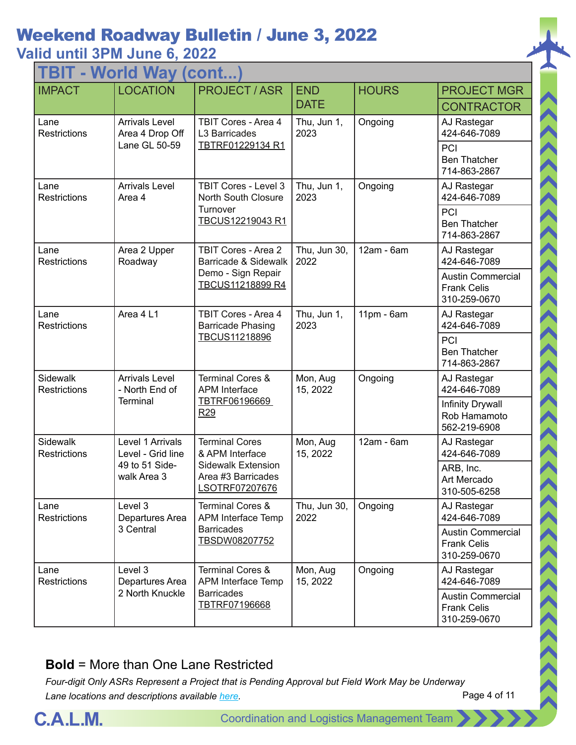# Weekend Roadway Bulletin / June 3, 2022

## Valid until 3PM June 6, 2022

### TBIT - World Way (cont...)

| IMPACT | LOCATION | PROJECT / ASR | END DATE | HOURS | PROJECT MGR / CONTRACTOR |
|---|---|---|---|---|---|
| Lane Restrictions | Arrivals Level Area 4 Drop Off Lane GL 50-59 | TBIT Cores - Area 4 L3 Barricades TBTRF01229134 R1 | Thu, Jun 1, 2023 | Ongoing | AJ Rastegar 424-646-7089 / PCI Ben Thatcher 714-863-2867 |
| Lane Restrictions | Arrivals Level Area 4 | TBIT Cores - Level 3 North South Closure Turnover TBCUS12219043 R1 | Thu, Jun 1, 2023 | Ongoing | AJ Rastegar 424-646-7089 / PCI Ben Thatcher 714-863-2867 |
| Lane Restrictions | Area 2 Upper Roadway | TBIT Cores - Area 2 Barricade & Sidewalk Demo - Sign Repair TBCUS11218899 R4 | Thu, Jun 30, 2022 | 12am - 6am | AJ Rastegar 424-646-7089 / Austin Commercial Frank Celis 310-259-0670 |
| Lane Restrictions | Area 4 L1 | TBIT Cores - Area 4 Barricade Phasing TBCUS11218896 | Thu, Jun 1, 2023 | 11pm - 6am | AJ Rastegar 424-646-7089 / PCI Ben Thatcher 714-863-2867 |
| Sidewalk Restrictions | Arrivals Level - North End of Terminal | Terminal Cores & APM Interface TBTRF06196669 R29 | Mon, Aug 15, 2022 | Ongoing | AJ Rastegar 424-646-7089 / Infinity Drywall Rob Hamamoto 562-219-6908 |
| Sidewalk Restrictions | Level 1 Arrivals Level - Grid line 49 to 51 Side-walk Area 3 | Terminal Cores & APM Interface Sidewalk Extension Area #3 Barricades LSOTRF07207676 | Mon, Aug 15, 2022 | 12am - 6am | AJ Rastegar 424-646-7089 / ARB, Inc. Art Mercado 310-505-6258 |
| Lane Restrictions | Level 3 Departures Area 3 Central | Terminal Cores & APM Interface Temp Barricades TBSDW08207752 | Thu, Jun 30, 2022 | Ongoing | AJ Rastegar 424-646-7089 / Austin Commercial Frank Celis 310-259-0670 |
| Lane Restrictions | Level 3 Departures Area 2 North Knuckle | Terminal Cores & APM Interface Temp Barricades TBTRF07196668 | Mon, Aug 15, 2022 | Ongoing | AJ Rastegar 424-646-7089 / Austin Commercial Frank Celis 310-259-0670 |

**Bold** = More than One Lane Restricted

*Four-digit Only ASRs Represent a Project that is Pending Approval but Field Work May be Underway*

*Lane locations and descriptions available here.*

C.A.L.M. Coordination and Logistics Management Team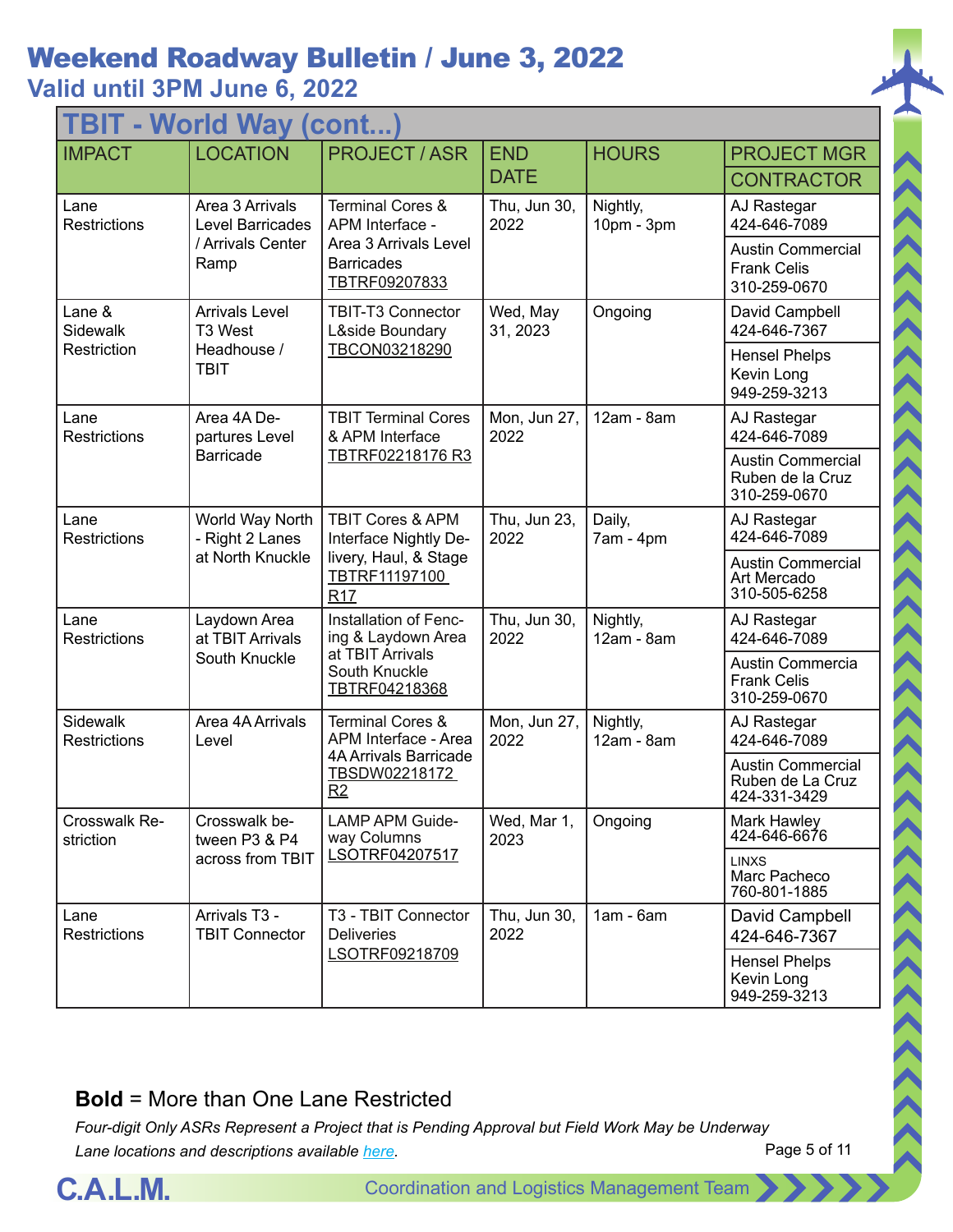# Weekend Roadway Bulletin / June 3, 2022

## Valid until 3PM June 6, 2022

### TBIT - World Way (cont...)

| IMPACT | LOCATION | PROJECT / ASR | END DATE | HOURS | PROJECT MGR / CONTRACTOR |
|---|---|---|---|---|---|
| Lane Restrictions | Area 3 Arrivals Level Barricades / Arrivals Center Ramp | Terminal Cores & APM Interface - Area 3 Arrivals Level Barricades TBTRF09207833 | Thu, Jun 30, 2022 | Nightly, 10pm - 3pm | AJ Rastegar 424-646-7089 / Austin Commercial Frank Celis 310-259-0670 |
| Lane & Sidewalk Restriction | Arrivals Level T3 West Headhouse / TBIT | TBIT-T3 Connector L&side Boundary TBCON03218290 | Wed, May 31, 2023 | Ongoing | David Campbell 424-646-7367 / Hensel Phelps Kevin Long 949-259-3213 |
| Lane Restrictions | Area 4A Departures Level Barricade | TBIT Terminal Cores & APM Interface TBTRF02218176 R3 | Mon, Jun 27, 2022 | 12am - 8am | AJ Rastegar 424-646-7089 / Austin Commercial Ruben de la Cruz 310-259-0670 |
| Lane Restrictions | World Way North - Right 2 Lanes at North Knuckle | TBIT Cores & APM Interface Nightly Delivery, Haul, & Stage TBTRF11197100 R17 | Thu, Jun 23, 2022 | Daily, 7am - 4pm | AJ Rastegar 424-646-7089 / Austin Commercial Art Mercado 310-505-6258 |
| Lane Restrictions | Laydown Area at TBIT Arrivals South Knuckle | Installation of Fencing & Laydown Area at TBIT Arrivals South Knuckle TBTRF04218368 | Thu, Jun 30, 2022 | Nightly, 12am - 8am | AJ Rastegar 424-646-7089 / Austin Commercia Frank Celis 310-259-0670 |
| Sidewalk Restrictions | Area 4A Arrivals Level | Terminal Cores & APM Interface - Area 4A Arrivals Barricade TBSDW02218172 R2 | Mon, Jun 27, 2022 | Nightly, 12am - 8am | AJ Rastegar 424-646-7089 / Austin Commercial Ruben de La Cruz 424-331-3429 |
| Crosswalk Restriction | Crosswalk between P3 & P4 across from TBIT | LAMP APM Guideway Columns LSOTRF04207517 | Wed, Mar 1, 2023 | Ongoing | Mark Hawley 424-646-6676 / LINXS Marc Pacheco 760-801-1885 |
| Lane Restrictions | Arrivals T3 - TBIT Connector | T3 - TBIT Connector Deliveries LSOTRF09218709 | Thu, Jun 30, 2022 | 1am - 6am | David Campbell 424-646-7367 / Hensel Phelps Kevin Long 949-259-3213 |

**Bold** = More than One Lane Restricted

*Four-digit Only ASRs Represent a Project that is Pending Approval but Field Work May be Underway*

*Lane locations and descriptions available here.*

C.A.L.M. Coordination and Logistics Management Team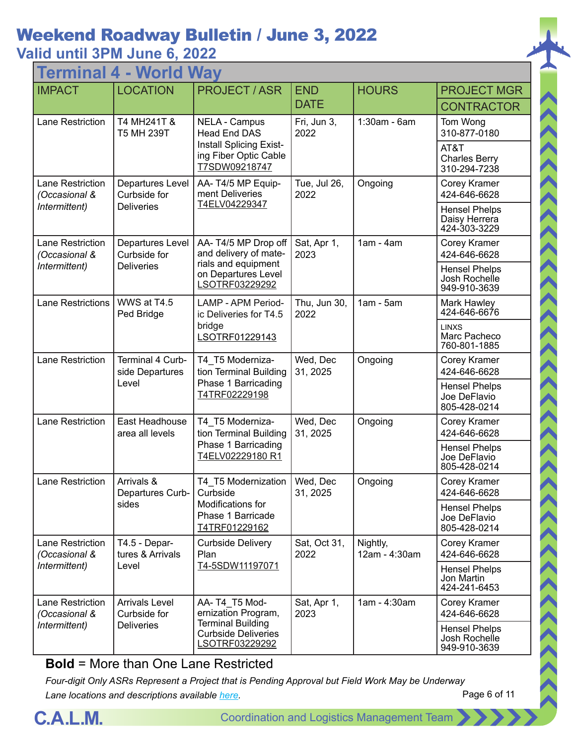# Weekend Roadway Bulletin / June 3, 2022

## Valid until 3PM June 6, 2022

### Terminal 4 - World Way

| IMPACT | LOCATION | PROJECT / ASR | END DATE | HOURS | PROJECT MGR / CONTRACTOR |
|---|---|---|---|---|---|
| Lane Restriction | T4 MH241T & T5 MH 239T | NELA - Campus Head End DAS Install Splicing Existing Fiber Optic Cable T7SDW09218747 | Fri, Jun 3, 2022 | 1:30am - 6am | Tom Wong 310-877-0180 / AT&T Charles Berry 310-294-7238 |
| Lane Restriction *(Occasional & Intermittent)* | Departures Level Curbside for Deliveries | AA- T4/5 MP Equipment Deliveries T4ELV04229347 | Tue, Jul 26, 2022 | Ongoing | Corey Kramer 424-646-6628 / Hensel Phelps Daisy Herrera 424-303-3229 |
| Lane Restriction *(Occasional & Intermittent)* | Departures Level Curbside for Deliveries | AA- T4/5 MP Drop off and delivery of materials and equipment on Departures Level LSOTRF03229292 | Sat, Apr 1, 2023 | 1am - 4am | Corey Kramer 424-646-6628 / Hensel Phelps Josh Rochelle 949-910-3639 |
| Lane Restrictions | WWS at T4.5 Ped Bridge | LAMP - APM Periodic Deliveries for T4.5 bridge LSOTRF01229143 | Thu, Jun 30, 2022 | 1am - 5am | Mark Hawley 424-646-6676 / LINXS Marc Pacheco 760-801-1885 |
| Lane Restriction | Terminal 4 Curbside Departures Level | T4_T5 Modernization Terminal Building Phase 1 Barricading T4TRF02229198 | Wed, Dec 31, 2025 | Ongoing | Corey Kramer 424-646-6628 / Hensel Phelps Joe DeFlavio 805-428-0214 |
| Lane Restriction | East Headhouse area all levels | T4_T5 Modernization Terminal Building Phase 1 Barricading T4ELV02229180 R1 | Wed, Dec 31, 2025 | Ongoing | Corey Kramer 424-646-6628 / Hensel Phelps Joe DeFlavio 805-428-0214 |
| Lane Restriction | Arrivals & Departures Curbsides | T4_T5 Modernization Curbside Modifications for Phase 1 Barricade T4TRF01229162 | Wed, Dec 31, 2025 | Ongoing | Corey Kramer 424-646-6628 / Hensel Phelps Joe DeFlavio 805-428-0214 |
| Lane Restriction *(Occasional & Intermittent)* | T4.5 - Departures & Arrivals Level | Curbside Delivery Plan T4-5SDW11197071 | Sat, Oct 31, 2022 | Nightly, 12am - 4:30am | Corey Kramer 424-646-6628 / Hensel Phelps Jon Martin 424-241-6453 |
| Lane Restriction *(Occasional & Intermittent)* | Arrivals Level Curbside for Deliveries | AA- T4_T5 Modernization Program, Terminal Building Curbside Deliveries LSOTRF03229292 | Sat, Apr 1, 2023 | 1am - 4:30am | Corey Kramer 424-646-6628 / Hensel Phelps Josh Rochelle 949-910-3639 |

**Bold** = More than One Lane Restricted

*Four-digit Only ASRs Represent a Project that is Pending Approval but Field Work May be Underway*

*Lane locations and descriptions available here.*

C.A.L.M. Coordination and Logistics Management Team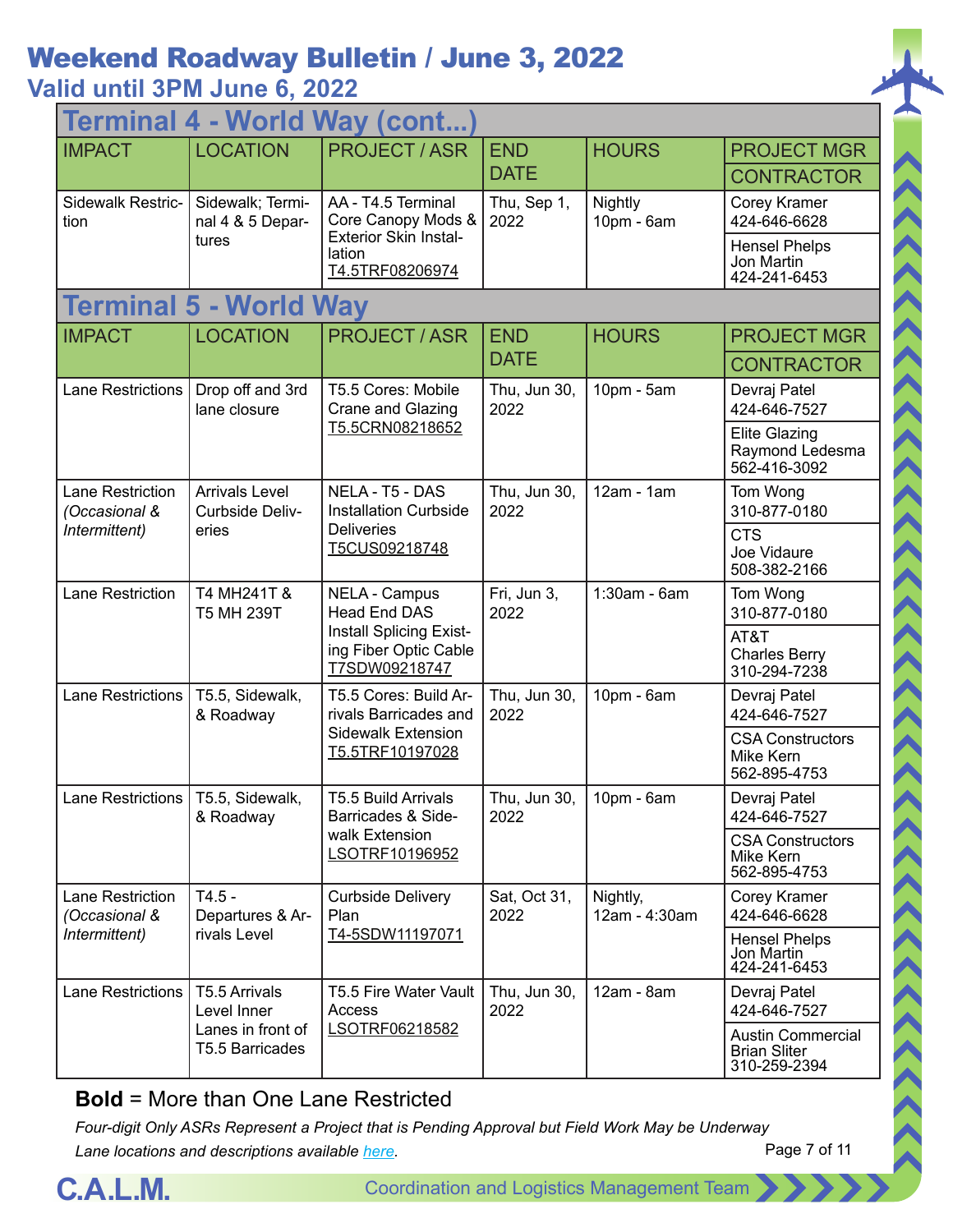# Weekend Roadway Bulletin / June 3, 2022

## Valid until 3PM June 6, 2022

## Terminal 4 - World Way (cont...)

| IMPACT | LOCATION | PROJECT / ASR | END DATE | HOURS | PROJECT MGR / CONTRACTOR |
|---|---|---|---|---|---|
| Sidewalk Restriction | Sidewalk; Terminal 4 & 5 Departures | AA - T4.5 Terminal Core Canopy Mods & Exterior Skin Installation T4.5TRF08206974 | Thu, Sep 1, 2022 | Nightly 10pm - 6am | Corey Kramer 424-646-6628 / Hensel Phelps Jon Martin 424-241-6453 |

## Terminal 5 - World Way

| IMPACT | LOCATION | PROJECT / ASR | END DATE | HOURS | PROJECT MGR / CONTRACTOR |
|---|---|---|---|---|---|
| Lane Restrictions | Drop off and 3rd lane closure | T5.5 Cores: Mobile Crane and Glazing T5.5CRN08218652 | Thu, Jun 30, 2022 | 10pm - 5am | Devraj Patel 424-646-7527 / Elite Glazing Raymond Ledesma 562-416-3092 |
| Lane Restriction *(Occasional & Intermittent)* | Arrivals Level Curbside Deliveries | NELA - T5 - DAS Installation Curbside Deliveries T5CUS09218748 | Thu, Jun 30, 2022 | 12am - 1am | Tom Wong 310-877-0180 / CTS Joe Vidaure 508-382-2166 |
| Lane Restriction | T4 MH241T & T5 MH 239T | NELA - Campus Head End DAS Install Splicing Existing Fiber Optic Cable T7SDW09218747 | Fri, Jun 3, 2022 | 1:30am - 6am | Tom Wong 310-877-0180 / AT&T Charles Berry 310-294-7238 |
| Lane Restrictions | T5.5, Sidewalk, & Roadway | T5.5 Cores: Build Arrivals Barricades and Sidewalk Extension T5.5TRF10197028 | Thu, Jun 30, 2022 | 10pm - 6am | Devraj Patel 424-646-7527 / CSA Constructors Mike Kern 562-895-4753 |
| Lane Restrictions | T5.5, Sidewalk, & Roadway | T5.5 Build Arrivals Barricades & Sidewalk Extension LSOTRF10196952 | Thu, Jun 30, 2022 | 10pm - 6am | Devraj Patel 424-646-7527 / CSA Constructors Mike Kern 562-895-4753 |
| Lane Restriction *(Occasional & Intermittent)* | T4.5 - Departures & Arrivals Level | Curbside Delivery Plan T4-5SDW11197071 | Sat, Oct 31, 2022 | Nightly, 12am - 4:30am | Corey Kramer 424-646-6628 / Hensel Phelps Jon Martin 424-241-6453 |
| Lane Restrictions | T5.5 Arrivals Level Inner Lanes in front of T5.5 Barricades | T5.5 Fire Water Vault Access LSOTRF06218582 | Thu, Jun 30, 2022 | 12am - 8am | Devraj Patel 424-646-7527 / Austin Commercial Brian Sliter 310-259-2394 |

**Bold** = More than One Lane Restricted

*Four-digit Only ASRs Represent a Project that is Pending Approval but Field Work May be Underway*

*Lane locations and descriptions available here.*

C.A.L.M. Coordination and Logistics Management Team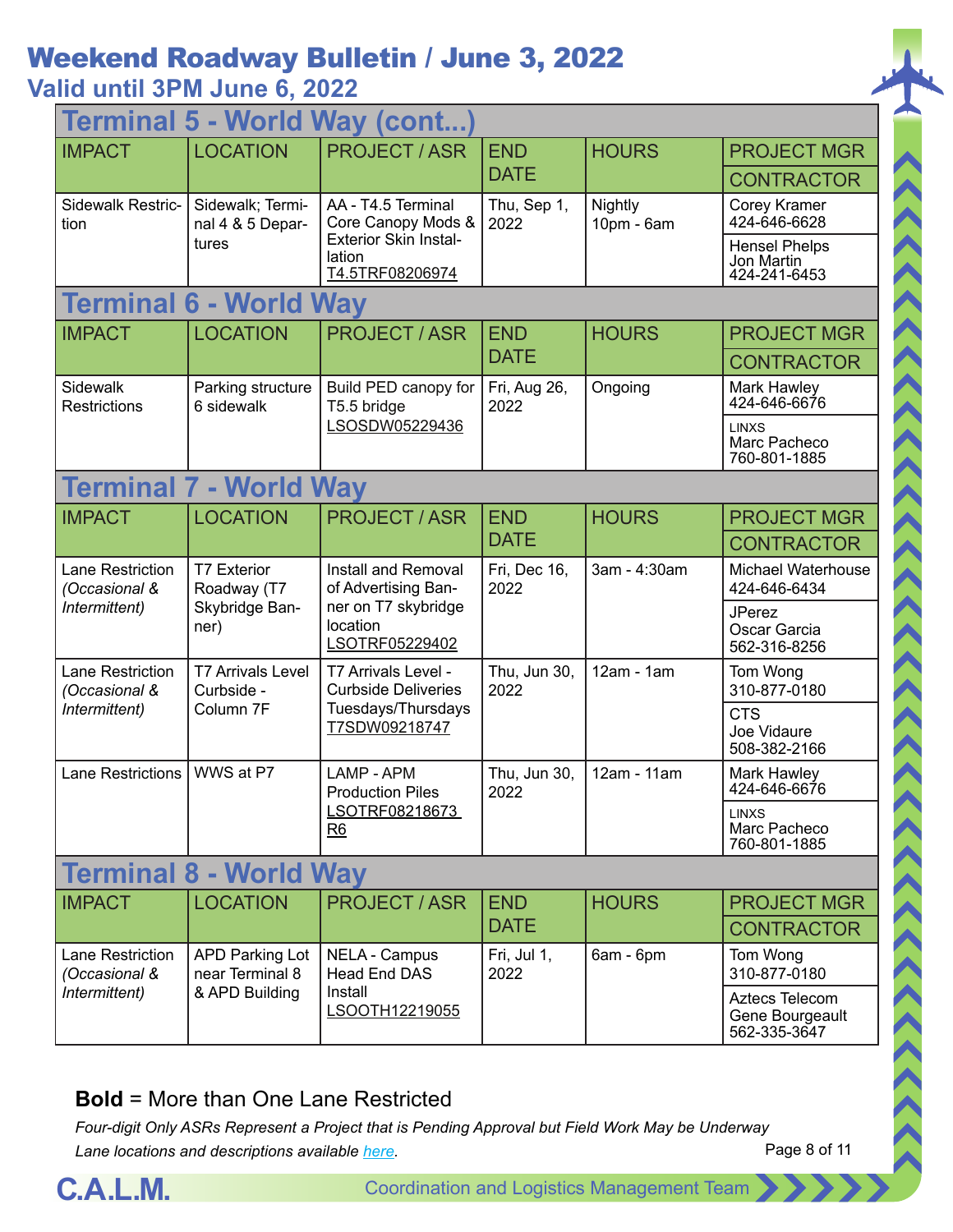# Weekend Roadway Bulletin / June 3, 2022

## Valid until 3PM June 6, 2022

### Terminal 5 - World Way (cont...)

| IMPACT | LOCATION | PROJECT / ASR | END DATE | HOURS | PROJECT MGR / CONTRACTOR |
|---|---|---|---|---|---|
| Sidewalk Restriction | Sidewalk; Terminal 4 & 5 Departures | AA - T4.5 Terminal Core Canopy Mods & Exterior Skin Installation T4.5TRF08206974 | Thu, Sep 1, 2022 | Nightly 10pm - 6am | Corey Kramer 424-646-6628 / Hensel Phelps Jon Martin 424-241-6453 |

### Terminal 6 - World Way

| IMPACT | LOCATION | PROJECT / ASR | END DATE | HOURS | PROJECT MGR / CONTRACTOR |
|---|---|---|---|---|---|
| Sidewalk Restrictions | Parking structure 6 sidewalk | Build PED canopy for T5.5 bridge LSOSDW05229436 | Fri, Aug 26, 2022 | Ongoing | Mark Hawley 424-646-6676 / LINXS Marc Pacheco 760-801-1885 |

### Terminal 7 - World Way

| IMPACT | LOCATION | PROJECT / ASR | END DATE | HOURS | PROJECT MGR / CONTRACTOR |
|---|---|---|---|---|---|
| Lane Restriction *(Occasional & Intermittent)* | T7 Exterior Roadway (T7 Skybridge Banner) | Install and Removal of Advertising Banner on T7 skybridge location LSOTRF05229402 | Fri, Dec 16, 2022 | 3am - 4:30am | Michael Waterhouse 424-646-6434 / JPerez Oscar Garcia 562-316-8256 |
| Lane Restriction *(Occasional & Intermittent)* | T7 Arrivals Level Curbside - Column 7F | T7 Arrivals Level - Curbside Deliveries Tuesdays/Thursdays T7SDW09218747 | Thu, Jun 30, 2022 | 12am - 1am | Tom Wong 310-877-0180 / CTS Joe Vidaure 508-382-2166 |
| Lane Restrictions | WWS at P7 | LAMP - APM Production Piles LSOTRF08218673 R6 | Thu, Jun 30, 2022 | 12am - 11am | Mark Hawley 424-646-6676 / LINXS Marc Pacheco 760-801-1885 |

### Terminal 8 - World Way

| IMPACT | LOCATION | PROJECT / ASR | END DATE | HOURS | PROJECT MGR / CONTRACTOR |
|---|---|---|---|---|---|
| Lane Restriction *(Occasional & Intermittent)* | APD Parking Lot near Terminal 8 & APD Building | NELA - Campus Head End DAS Install LSOOTH12219055 | Fri, Jul 1, 2022 | 6am - 6pm | Tom Wong 310-877-0180 / Aztecs Telecom Gene Bourgeault 562-335-3647 |

**Bold** = More than One Lane Restricted

*Four-digit Only ASRs Represent a Project that is Pending Approval but Field Work May be Underway*

*Lane locations and descriptions available here.*

C.A.L.M. Coordination and Logistics Management Team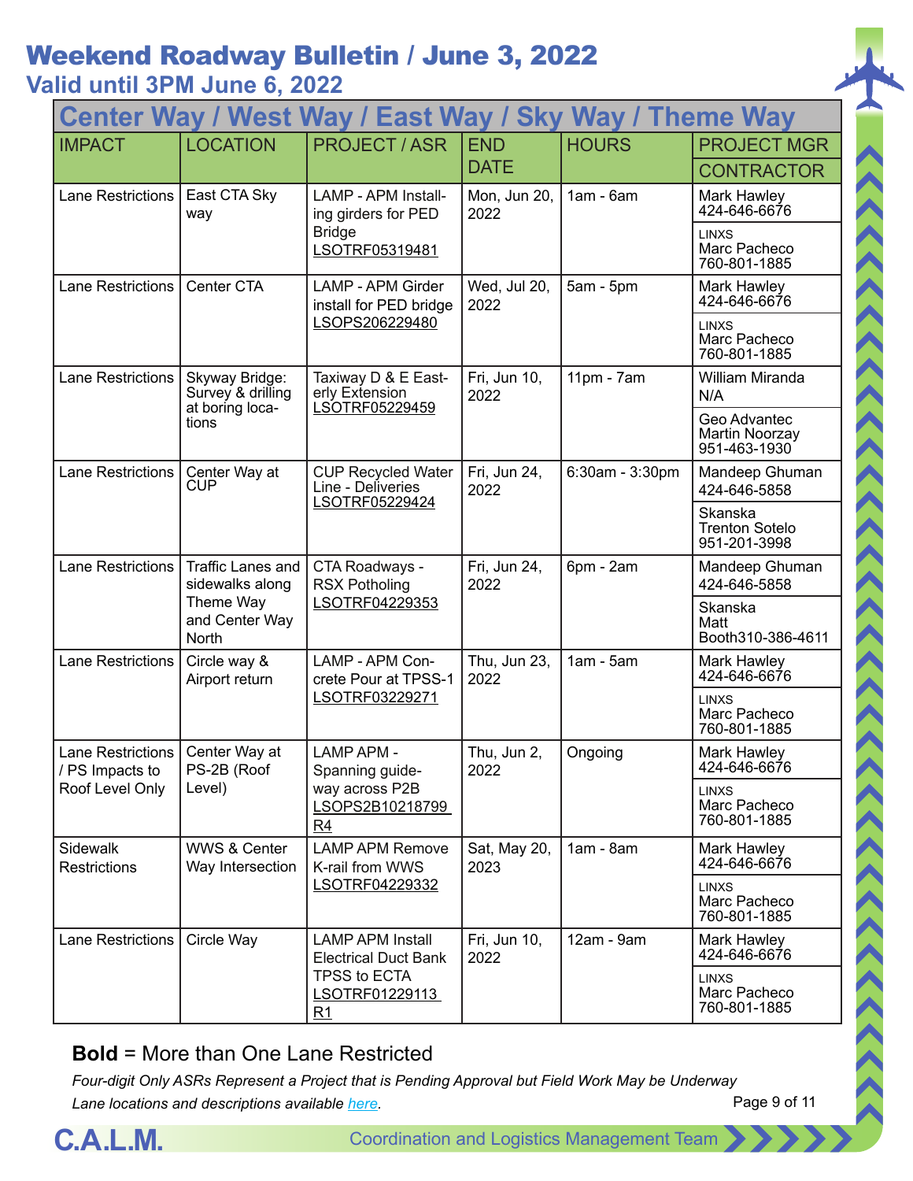# Weekend Roadway Bulletin / June 3, 2022

## Valid until 3PM June 6, 2022

| Center Way / West Way / East Way / Sky Way / Theme Way | | | | | |
|---|---|---|---|---|---|
| IMPACT | LOCATION | PROJECT / ASR | END DATE | HOURS | PROJECT MGR / CONTRACTOR |
| Lane Restrictions | East CTA Sky way | LAMP - APM Installing girders for PED Bridge LSOTRF05319481 | Mon, Jun 20, 2022 | 1am - 6am | Mark Hawley 424-646-6676 / LINXS Marc Pacheco 760-801-1885 |
| Lane Restrictions | Center CTA | LAMP - APM Girder install for PED bridge LSOPS206229480 | Wed, Jul 20, 2022 | 5am - 5pm | Mark Hawley 424-646-6676 / LINXS Marc Pacheco 760-801-1885 |
| Lane Restrictions | Skyway Bridge: Survey & drilling at boring locations | Taxiway D & E Easterly Extension LSOTRF05229459 | Fri, Jun 10, 2022 | 11pm - 7am | William Miranda N/A / Geo Advantec Martin Noorzay 951-463-1930 |
| Lane Restrictions | Center Way at CUP | CUP Recycled Water Line - Deliveries LSOTRF05229424 | Fri, Jun 24, 2022 | 6:30am - 3:30pm | Mandeep Ghuman 424-646-5858 / Skanska Trenton Sotelo 951-201-3998 |
| Lane Restrictions | Traffic Lanes and sidewalks along Theme Way and Center Way North | CTA Roadways - RSX Potholing LSOTRF04229353 | Fri, Jun 24, 2022 | 6pm - 2am | Mandeep Ghuman 424-646-5858 / Skanska Matt Booth310-386-4611 |
| Lane Restrictions | Circle way & Airport return | LAMP - APM Concrete Pour at TPSS-1 LSOTRF03229271 | Thu, Jun 23, 2022 | 1am - 5am | Mark Hawley 424-646-6676 / LINXS Marc Pacheco 760-801-1885 |
| Lane Restrictions / PS Impacts to Roof Level Only | Center Way at PS-2B (Roof Level) | LAMP APM - Spanning guideway across P2B LSOPS2B10218799 R4 | Thu, Jun 2, 2022 | Ongoing | Mark Hawley 424-646-6676 / LINXS Marc Pacheco 760-801-1885 |
| Sidewalk Restrictions | WWS & Center Way Intersection | LAMP APM Remove K-rail from WWS LSOTRF04229332 | Sat, May 20, 2023 | 1am - 8am | Mark Hawley 424-646-6676 / LINXS Marc Pacheco 760-801-1885 |
| Lane Restrictions | Circle Way | LAMP APM Install Electrical Duct Bank TPSS to ECTA LSOTRF01229113 R1 | Fri, Jun 10, 2022 | 12am - 9am | Mark Hawley 424-646-6676 / LINXS Marc Pacheco 760-801-1885 |

**Bold** = More than One Lane Restricted

*Four-digit Only ASRs Represent a Project that is Pending Approval but Field Work May be Underway*

*Lane locations and descriptions available here.*

C.A.L.M. Coordination and Logistics Management Team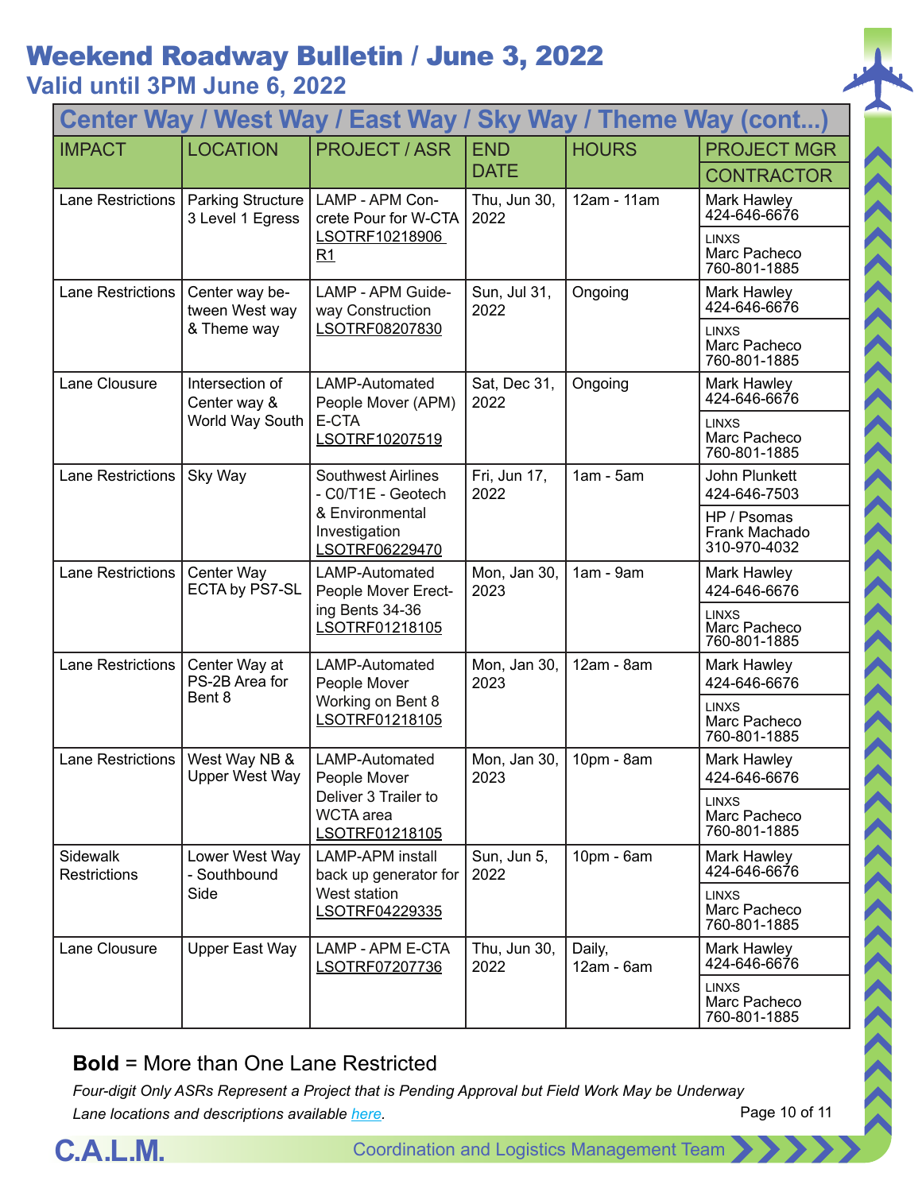# Weekend Roadway Bulletin / June 3, 2022

## Valid until 3PM June 6, 2022

| Center Way / West Way / East Way / Sky Way / Theme Way (cont...) | | | | | |
|---|---|---|---|---|---|
| IMPACT | LOCATION | PROJECT / ASR | END DATE | HOURS | PROJECT MGR / CONTRACTOR |
| Lane Restrictions | Parking Structure 3 Level 1 Egress | LAMP - APM Concrete Pour for W-CTA LSOTRF10218906 R1 | Thu, Jun 30, 2022 | 12am - 11am | Mark Hawley 424-646-6676 / LINXS Marc Pacheco 760-801-1885 |
| Lane Restrictions | Center way between West way & Theme way | LAMP - APM Guideway Construction LSOTRF08207830 | Sun, Jul 31, 2022 | Ongoing | Mark Hawley 424-646-6676 / LINXS Marc Pacheco 760-801-1885 |
| Lane Clousure | Intersection of Center way & World Way South | LAMP-Automated People Mover (APM) E-CTA LSOTRF10207519 | Sat, Dec 31, 2022 | Ongoing | Mark Hawley 424-646-6676 / LINXS Marc Pacheco 760-801-1885 |
| Lane Restrictions | Sky Way | Southwest Airlines - C0/T1E - Geotech & Environmental Investigation LSOTRF06229470 | Fri, Jun 17, 2022 | 1am - 5am | John Plunkett 424-646-7503 / HP / Psomas Frank Machado 310-970-4032 |
| Lane Restrictions | Center Way ECTA by PS7-SL | LAMP-Automated People Mover Erecting Bents 34-36 LSOTRF01218105 | Mon, Jan 30, 2023 | 1am - 9am | Mark Hawley 424-646-6676 / LINXS Marc Pacheco 760-801-1885 |
| Lane Restrictions | Center Way at PS-2B Area for Bent 8 | LAMP-Automated People Mover Working on Bent 8 LSOTRF01218105 | Mon, Jan 30, 2023 | 12am - 8am | Mark Hawley 424-646-6676 / LINXS Marc Pacheco 760-801-1885 |
| Lane Restrictions | West Way NB & Upper West Way | LAMP-Automated People Mover Deliver 3 Trailer to WCTA area LSOTRF01218105 | Mon, Jan 30, 2023 | 10pm - 8am | Mark Hawley 424-646-6676 / LINXS Marc Pacheco 760-801-1885 |
| Sidewalk Restrictions | Lower West Way - Southbound Side | LAMP-APM install back up generator for West station LSOTRF04229335 | Sun, Jun 5, 2022 | 10pm - 6am | Mark Hawley 424-646-6676 / LINXS Marc Pacheco 760-801-1885 |
| Lane Clousure | Upper East Way | LAMP - APM E-CTA LSOTRF07207736 | Thu, Jun 30, 2022 | Daily, 12am - 6am | Mark Hawley 424-646-6676 / LINXS Marc Pacheco 760-801-1885 |

**Bold** = More than One Lane Restricted

*Four-digit Only ASRs Represent a Project that is Pending Approval but Field Work May be Underway*

*Lane locations and descriptions available here.*

C.A.L.M. Coordination and Logistics Management Team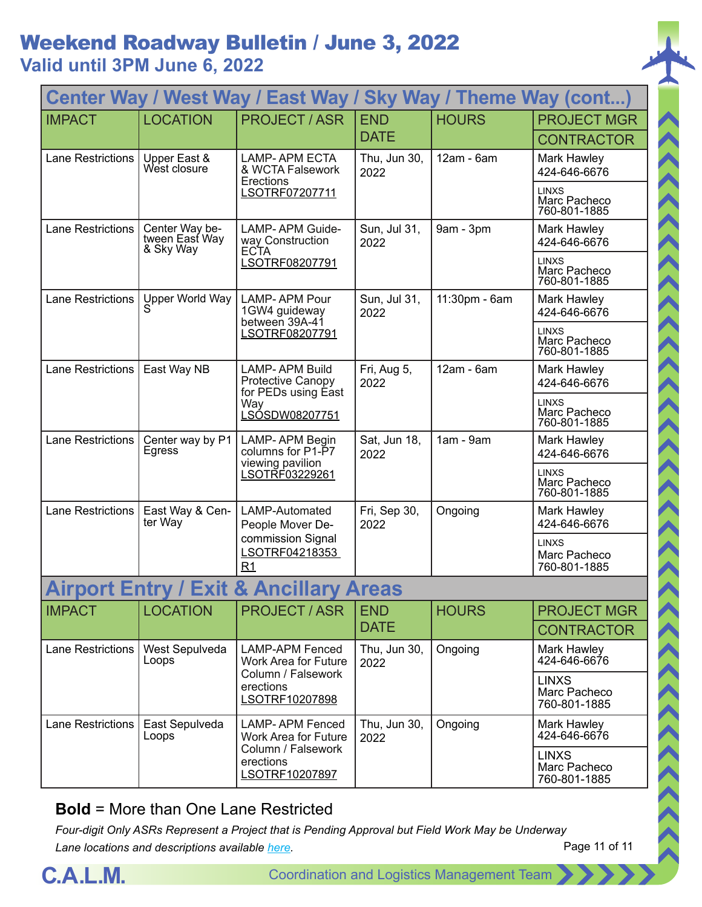# Weekend Roadway Bulletin / June 3, 2022

## Valid until 3PM June 6, 2022

## Center Way / West Way / East Way / Sky Way / Theme Way (cont...)

| IMPACT | LOCATION | PROJECT / ASR | END DATE | HOURS | PROJECT MGR / CONTRACTOR |
|---|---|---|---|---|---|
| Lane Restrictions | Upper East & West closure | LAMP- APM ECTA & WCTA Falsework Erections LSOTRF07207711 | Thu, Jun 30, 2022 | 12am - 6am | Mark Hawley 424-646-6676 / LINXS Marc Pacheco 760-801-1885 |
| Lane Restrictions | Center Way between East Way & Sky Way | LAMP- APM Guideway Construction ECTA LSOTRF08207791 | Sun, Jul 31, 2022 | 9am - 3pm | Mark Hawley 424-646-6676 / LINXS Marc Pacheco 760-801-1885 |
| Lane Restrictions | Upper World Way S | LAMP- APM Pour 1GW4 guideway between 39A-41 LSOTRF08207791 | Sun, Jul 31, 2022 | 11:30pm - 6am | Mark Hawley 424-646-6676 / LINXS Marc Pacheco 760-801-1885 |
| Lane Restrictions | East Way NB | LAMP- APM Build Protective Canopy for PEDs using East Way LSOSDW08207751 | Fri, Aug 5, 2022 | 12am - 6am | Mark Hawley 424-646-6676 / LINXS Marc Pacheco 760-801-1885 |
| Lane Restrictions | Center way by P1 Egress | LAMP- APM Begin columns for P1-P7 viewing pavilion LSOTRF03229261 | Sat, Jun 18, 2022 | 1am - 9am | Mark Hawley 424-646-6676 / LINXS Marc Pacheco 760-801-1885 |
| Lane Restrictions | East Way & Center Way | LAMP-Automated People Mover Decommission Signal LSOTRF04218353 R1 | Fri, Sep 30, 2022 | Ongoing | Mark Hawley 424-646-6676 / LINXS Marc Pacheco 760-801-1885 |

## Airport Entry / Exit & Ancillary Areas

| IMPACT | LOCATION | PROJECT / ASR | END DATE | HOURS | PROJECT MGR / CONTRACTOR |
|---|---|---|---|---|---|
| Lane Restrictions | West Sepulveda Loops | LAMP-APM Fenced Work Area for Future Column / Falsework erections LSOTRF10207898 | Thu, Jun 30, 2022 | Ongoing | Mark Hawley 424-646-6676 / LINXS Marc Pacheco 760-801-1885 |
| Lane Restrictions | East Sepulveda Loops | LAMP- APM Fenced Work Area for Future Column / Falsework erections LSOTRF10207897 | Thu, Jun 30, 2022 | Ongoing | Mark Hawley 424-646-6676 / LINXS Marc Pacheco 760-801-1885 |

**Bold** = More than One Lane Restricted

*Four-digit Only ASRs Represent a Project that is Pending Approval but Field Work May be Underway*

*Lane locations and descriptions available here.*

C.A.L.M. Coordination and Logistics Management Team